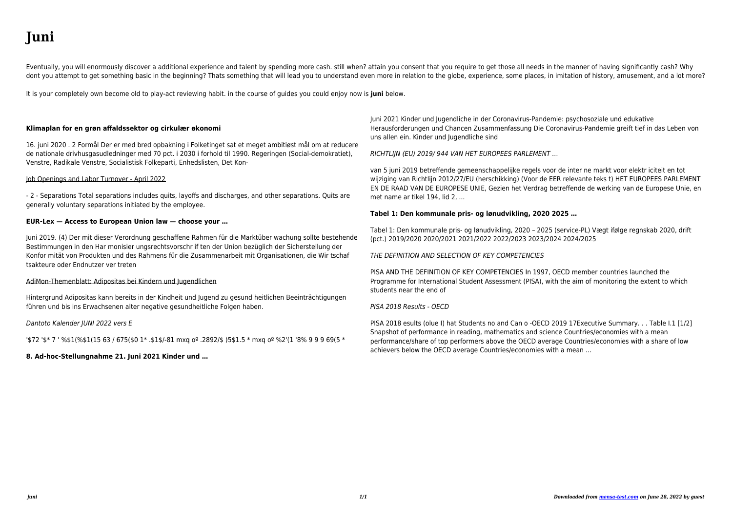# Juni

Eventually, you will enormously discover a additional experience and talent by spending more cash. still when? attain you consent that you require to get those all needs in the manner of having significantly cash? Why dont you attempt to get something basic in the beginning? Thats something that will lead you to understand even more in relation to the globe, experience, some places, in imitation of history, amusement, and a lot more?

It is your completely own become old to play-act reviewing habit. in the course of guides you could enjoy now is **juni** below.

**Klimaplan for en grøn affaldssektor og cirkulær økonomi**

16. juni 2020 . 2 Formål Der er med bred opbakning i Folketinget sat et meget ambitiøst mål om at reducere de nationale drivhusgasudledninger med 70 pct. i 2030 i forhold til 1990. Regeringen (Social-demokratiet), Venstre, Radikale Venstre, Socialistisk Folkeparti, Enhedslisten, Det Kon-

Job Openings and Labor Turnover - April 2022

- 2 - Separations Total separations includes quits, layoffs and discharges, and other separations. Quits are generally voluntary separations initiated by the employee.

**EUR-Lex — Access to European Union law — choose your …**

Juni 2019. (4) Der mit dieser Verordnung geschaffene Rahmen für die Marktüber wachung sollte bestehende Bestimmungen in den Har monisier ungsrechtsvorschr if ten der Union bezüglich der Sicherstellung der Konfor mität von Produkten und des Rahmens für die Zusammenarbeit mit Organisationen, die Wir tschaf tsakteure oder Endnutzer ver treten

AdiMon-Themenblatt: Adipositas bei Kindern und Jugendlichen

Hintergrund Adipositas kann bereits in der Kindheit und Jugend zu gesund heitlichen Beeinträchtigungen führen und bis ins Erwachsenen alter negative gesundheitliche Folgen haben.

*Dantoto Kalender JUNI 2022 vers E*

'$72 '$* 7 ' %$1(%$1(15 63 / 675($0 1* .$1$/-81 mxq oº .2892/$ )5$1.5 * mxq oº %2'(1 '8% 9 9 9 69(5 *

**8. Ad-hoc-Stellungnahme 21. Juni 2021 Kinder und …**

Juni 2021 Kinder und Jugendliche in der Coronavirus-Pandemie: psychosoziale und edukative Herausforderungen und Chancen Zusammenfassung Die Coronavirus-Pandemie greift tief in das Leben von uns allen ein. Kinder und Jugendliche sind

*RICHTLIJN (EU) 2019/ 944 VAN HET EUROPEES PARLEMENT …*

van 5 juni 2019 betreffende gemeenschappelijke regels voor de inter ne markt voor elektr iciteit en tot wijziging van Richtlijn 2012/27/EU (herschikking) (Voor de EER relevante teks t) HET EUROPEES PARLEMENT EN DE RAAD VAN DE EUROPESE UNIE, Gezien het Verdrag betreffende de werking van de Europese Unie, en met name ar tikel 194, lid 2, …

**Tabel 1: Den kommunale pris- og lønudvikling, 2020 2025 …**

Tabel 1: Den kommunale pris- og lønudvikling, 2020 – 2025 (service-PL) Vægt ifølge regnskab 2020, drift (pct.) 2019/2020 2020/2021 2021/2022 2022/2023 2023/2024 2024/2025

*THE DEFINITION AND SELECTION OF KEY COMPETENCIES*

PISA AND THE DEFINITION OF KEY COMPETENCIES In 1997, OECD member countries launched the Programme for International Student Assessment (PISA), with the aim of monitoring the extent to which students near the end of

*PISA 2018 Results - OECD*

PISA 2018 esults (olue I) hat Students no and Can o -OECD 2019 17Executive Summary. . . Table I.1 [1/2] Snapshot of performance in reading, mathematics and science Countries/economies with a mean performance/share of top performers above the OECD average Countries/economies with a share of low achievers below the OECD average Countries/economies with a mean …